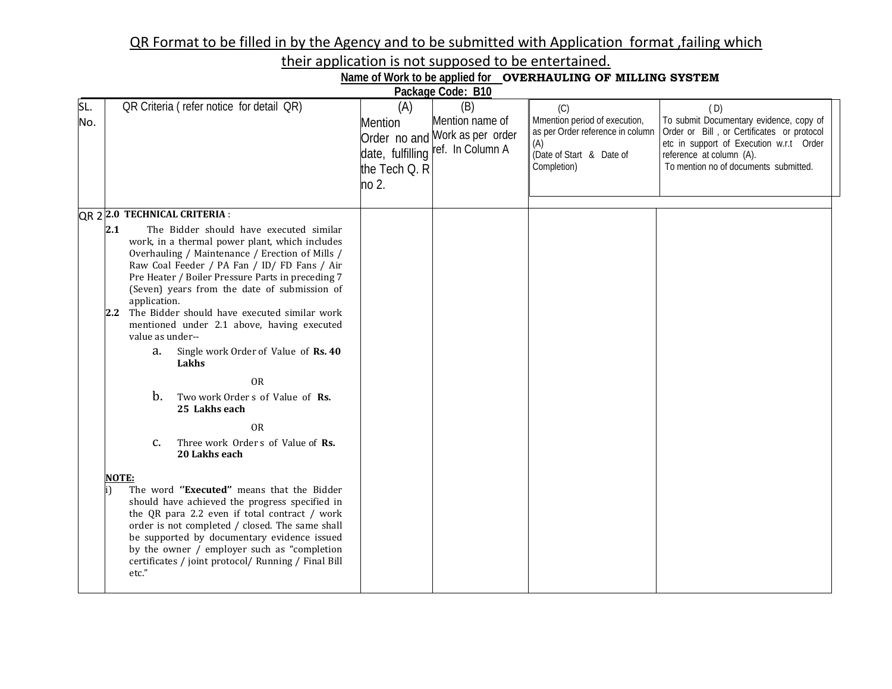QR Format to be filled in by the Agency and to be submitted with Application format ,failing which their application is not supposed to be entertained.

**Name of Work to be applied for OVERHAULING OF MILLING SYSTEM**

**Package Code: B10**

| SL. No. | QR Criteria ( refer notice for detail QR) | (A) Mention Order no and date, fulfilling the Tech Q. R no 2. | (B) Mention name of Work as per order ref. In Column A | (C) Mmention period of execution, as per Order reference in column (A) (Date of Start & Date of Completion) | ( D) To submit Documentary evidence, copy of Order or Bill , or Certificates or protocol etc in support of Execution w.r.t Order reference at column (A). To mention no of documents submitted. |
|---|---|---|---|---|---|
| QR 2 | **2.0 TECHNICAL CRITERIA** :<br>**2.1** The Bidder should have executed similar work, in a thermal power plant, which includes Overhauling / Maintenance / Erection of Mills / Raw Coal Feeder / PA Fan / ID/ FD Fans / Air Pre Heater / Boiler Pressure Parts in preceding 7 (Seven) years from the date of submission of application.<br>**2.2** The Bidder should have executed similar work mentioned under 2.1 above, having executed value as under--<br>a. Single work Order of Value of **Rs. 40 Lakhs**<br>OR<br>b. Two work Order s of Value of **Rs. 25 Lakhs each**<br>OR<br>c. Three work Order s of Value of **Rs. 20 Lakhs each**<br><br>**NOTE:**<br>i) The word **''Executed''** means that the Bidder should have achieved the progress specified in the QR para 2.2 even if total contract / work order is not completed / closed. The same shall be supported by documentary evidence issued by the owner / employer such as "completion certificates / joint protocol/ Running / Final Bill etc." | | | | |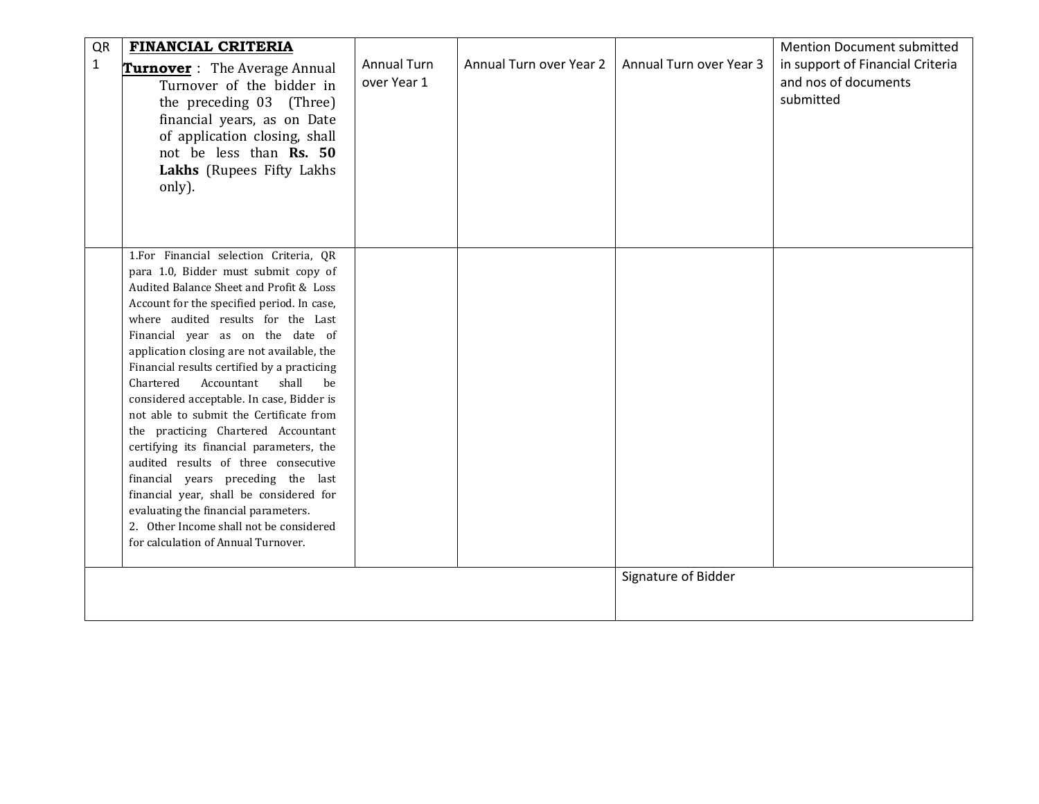| | | | | | |
|---|---|---|---|---|---|
| QR 1 | **FINANCIAL CRITERIA**<br>**Turnover** : The Average Annual Turnover of the bidder in the preceding 03 (Three) financial years, as on Date of application closing, shall not be less than **Rs. 50 Lakhs** (Rupees Fifty Lakhs only). | Annual Turn over Year 1 | Annual Turn over Year 2 | Annual Turn over Year 3 | Mention Document submitted in support of Financial Criteria and nos of documents submitted |
| | 1.For Financial selection Criteria, QR para 1.0, Bidder must submit copy of Audited Balance Sheet and Profit & Loss Account for the specified period. In case, where audited results for the Last Financial year as on the date of application closing are not available, the Financial results certified by a practicing Chartered Accountant shall be considered acceptable. In case, Bidder is not able to submit the Certificate from the practicing Chartered Accountant certifying its financial parameters, the audited results of three consecutive financial years preceding the last financial year, shall be considered for evaluating the financial parameters.<br>2. Other Income shall not be considered for calculation of Annual Turnover. | | | | |
| | | | | Signature of Bidder | |